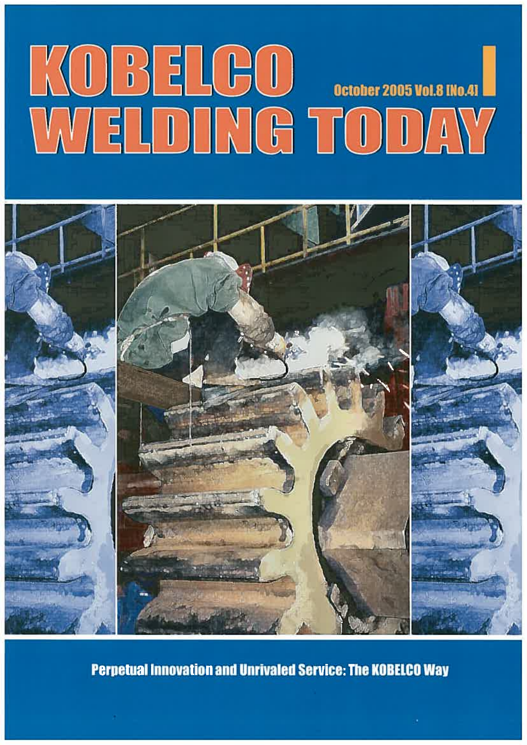# KOBELCO WELDING TODAY

October 2005 Vol.8 [No.4]

Perpetual Innovation and Unrivaled Service: The KOBELCO Way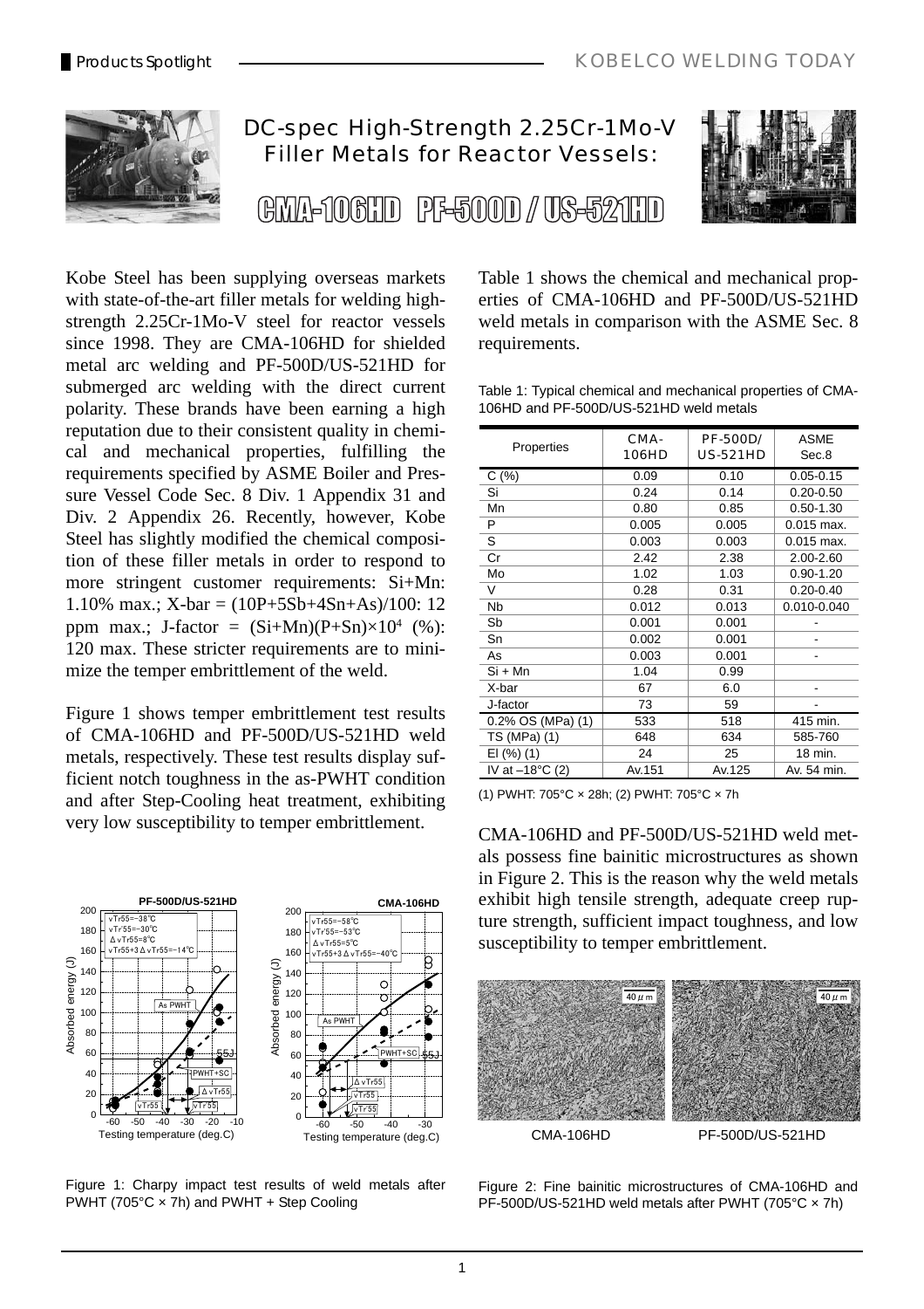# DC-spec High-Strength 2.25Cr-1Mo-V Filler Metals for Reactor Vessels:

## CMA-106HD PF-500D / US-521HD

Kobe Steel has been supplying overseas markets with state-of-the-art filler metals for welding high-strength 2.25Cr-1Mo-V steel for reactor vessels since 1998. They are CMA-106HD for shielded metal arc welding and PF-500D/US-521HD for submerged arc welding with the direct current polarity. These brands have been earning a high reputation due to their consistent quality in chemical and mechanical properties, fulfilling the requirements specified by ASME Boiler and Pressure Vessel Code Sec. 8 Div. 1 Appendix 31 and Div. 2 Appendix 26. Recently, however, Kobe Steel has slightly modified the chemical composition of these filler metals in order to respond to more stringent customer requirements: Si+Mn: 1.10% max.; X-bar = (10P+5Sb+4Sn+As)/100: 12 ppm max.; J-factor = $(Si+Mn)(P+Sn)\times10^4$ (%): 120 max. These stricter requirements are to minimize the temper embrittlement of the weld.

Figure 1 shows temper embrittlement test results of CMA-106HD and PF-500D/US-521HD weld metals, respectively. These test results display sufficient notch toughness in the as-PWHT condition and after Step-Cooling heat treatment, exhibiting very low susceptibility to temper embrittlement.

Figure 1: Charpy impact test results of weld metals after PWHT (705°C × 7h) and PWHT + Step Cooling

Table 1 shows the chemical and mechanical properties of CMA-106HD and PF-500D/US-521HD weld metals in comparison with the ASME Sec. 8 requirements.

Table 1: Typical chemical and mechanical properties of CMA-106HD and PF-500D/US-521HD weld metals

| Properties | CMA-106HD | PF-500D/ US-521HD | ASME Sec.8 |
|---|---|---|---|
| C (%) | 0.09 | 0.10 | 0.05-0.15 |
| Si | 0.24 | 0.14 | 0.20-0.50 |
| Mn | 0.80 | 0.85 | 0.50-1.30 |
| P | 0.005 | 0.005 | 0.015 max. |
| S | 0.003 | 0.003 | 0.015 max. |
| Cr | 2.42 | 2.38 | 2.00-2.60 |
| Mo | 1.02 | 1.03 | 0.90-1.20 |
| V | 0.28 | 0.31 | 0.20-0.40 |
| Nb | 0.012 | 0.013 | 0.010-0.040 |
| Sb | 0.001 | 0.001 | - |
| Sn | 0.002 | 0.001 | - |
| As | 0.003 | 0.001 | - |
| Si + Mn | 1.04 | 0.99 | |
| X-bar | 67 | 6.0 | - |
| J-factor | 73 | 59 | - |
| 0.2% OS (MPa) (1) | 533 | 518 | 415 min. |
| TS (MPa) (1) | 648 | 634 | 585-760 |
| El (%) (1) | 24 | 25 | 18 min. |
| IV at –18°C (2) | Av.151 | Av.125 | Av. 54 min. |

(1) PWHT: 705°C × 28h; (2) PWHT: 705°C × 7h

CMA-106HD and PF-500D/US-521HD weld metals possess fine bainitic microstructures as shown in Figure 2. This is the reason why the weld metals exhibit high tensile strength, adequate creep rupture strength, sufficient impact toughness, and low susceptibility to temper embrittlement.

Figure 2: Fine bainitic microstructures of CMA-106HD and PF-500D/US-521HD weld metals after PWHT (705°C × 7h)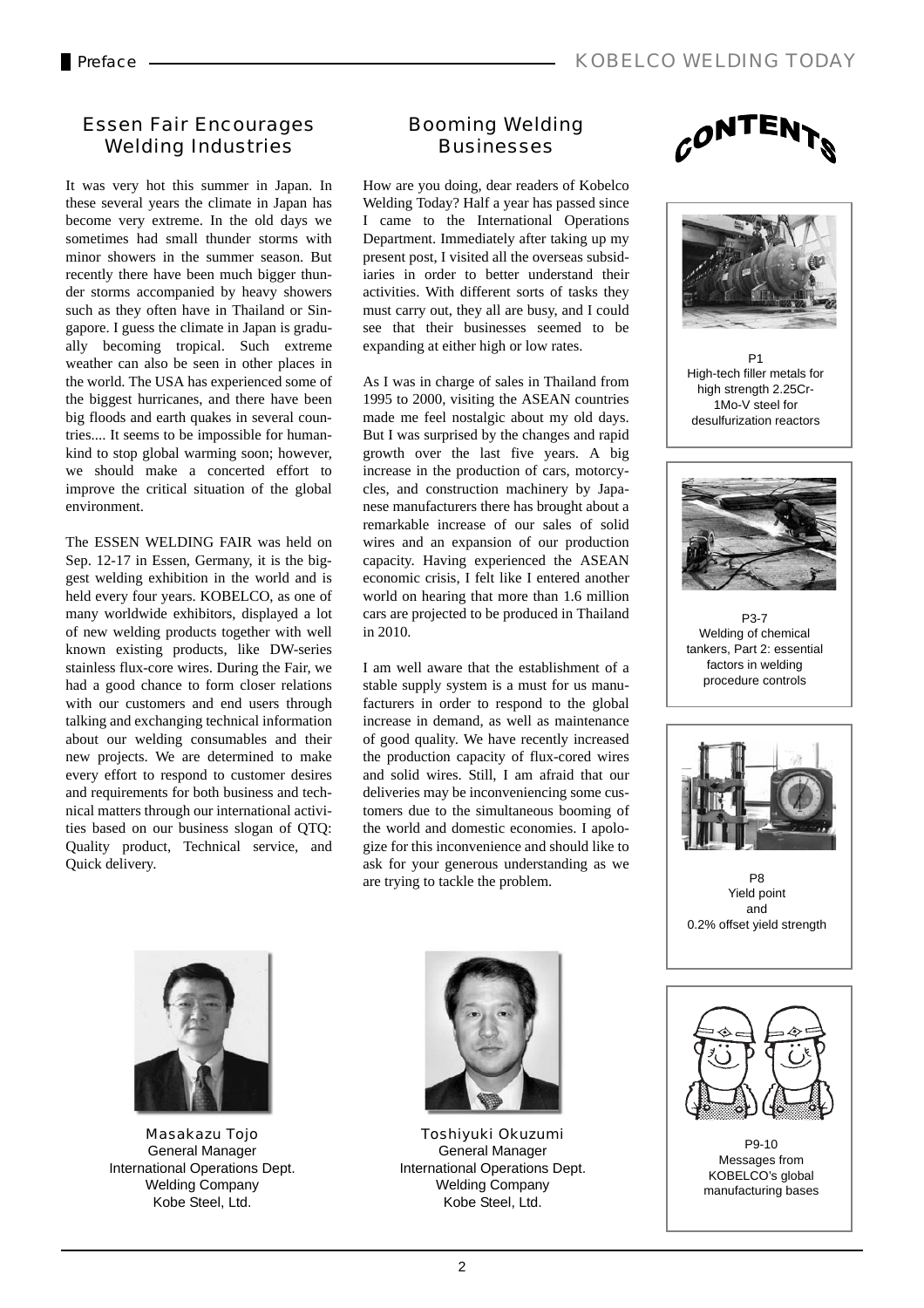## Preface

## Essen Fair Encourages Welding Industries

It was very hot this summer in Japan. In these several years the climate in Japan has become very extreme. In the old days we sometimes had small thunder storms with minor showers in the summer season. But recently there have been much bigger thunder storms accompanied by heavy showers such as they often have in Thailand or Singapore. I guess the climate in Japan is gradually becoming tropical. Such extreme weather can also be seen in other places in the world. The USA has experienced some of the biggest hurricanes, and there have been big floods and earth quakes in several countries.... It seems to be impossible for humankind to stop global warming soon; however, we should make a concerted effort to improve the critical situation of the global environment.

The ESSEN WELDING FAIR was held on Sep. 12-17 in Essen, Germany, it is the biggest welding exhibition in the world and is held every four years. KOBELCO, as one of many worldwide exhibitors, displayed a lot of new welding products together with well known existing products, like DW-series stainless flux-core wires. During the Fair, we had a good chance to form closer relations with our customers and end users through talking and exchanging technical information about our welding consumables and their new projects. We are determined to make every effort to respond to customer desires and requirements for both business and technical matters through our international activities based on our business slogan of QTQ: Quality product, Technical service, and Quick delivery.

Masakazu Tojo
General Manager
International Operations Dept.
Welding Company
Kobe Steel, Ltd.

## Booming Welding Businesses

How are you doing, dear readers of Kobelco Welding Today? Half a year has passed since I came to the International Operations Department. Immediately after taking up my present post, I visited all the overseas subsidiaries in order to better understand their activities. With different sorts of tasks they must carry out, they all are busy, and I could see that their businesses seemed to be expanding at either high or low rates.

As I was in charge of sales in Thailand from 1995 to 2000, visiting the ASEAN countries made me feel nostalgic about my old days. But I was surprised by the changes and rapid growth over the last five years. A big increase in the production of cars, motorcycles, and construction machinery by Japanese manufacturers there has brought about a remarkable increase of our sales of solid wires and an expansion of our production capacity. Having experienced the ASEAN economic crisis, I felt like I entered another world on hearing that more than 1.6 million cars are projected to be produced in Thailand in 2010.

I am well aware that the establishment of a stable supply system is a must for us manufacturers in order to respond to the global increase in demand, as well as maintenance of good quality. We have recently increased the production capacity of flux-cored wires and solid wires. Still, I am afraid that our deliveries may be inconveniencing some customers due to the simultaneous booming of the world and domestic economies. I apologize for this inconvenience and should like to ask for your generous understanding as we are trying to tackle the problem.

Toshiyuki Okuzumi
General Manager
International Operations Dept.
Welding Company
Kobe Steel, Ltd.

## CONTENTS

P1
High-tech filler metals for high strength 2.25Cr-1Mo-V steel for desulfurization reactors

P3-7
Welding of chemical tankers, Part 2: essential factors in welding procedure controls

P8
Yield point and 0.2% offset yield strength

P9-10
Messages from KOBELCO's global manufacturing bases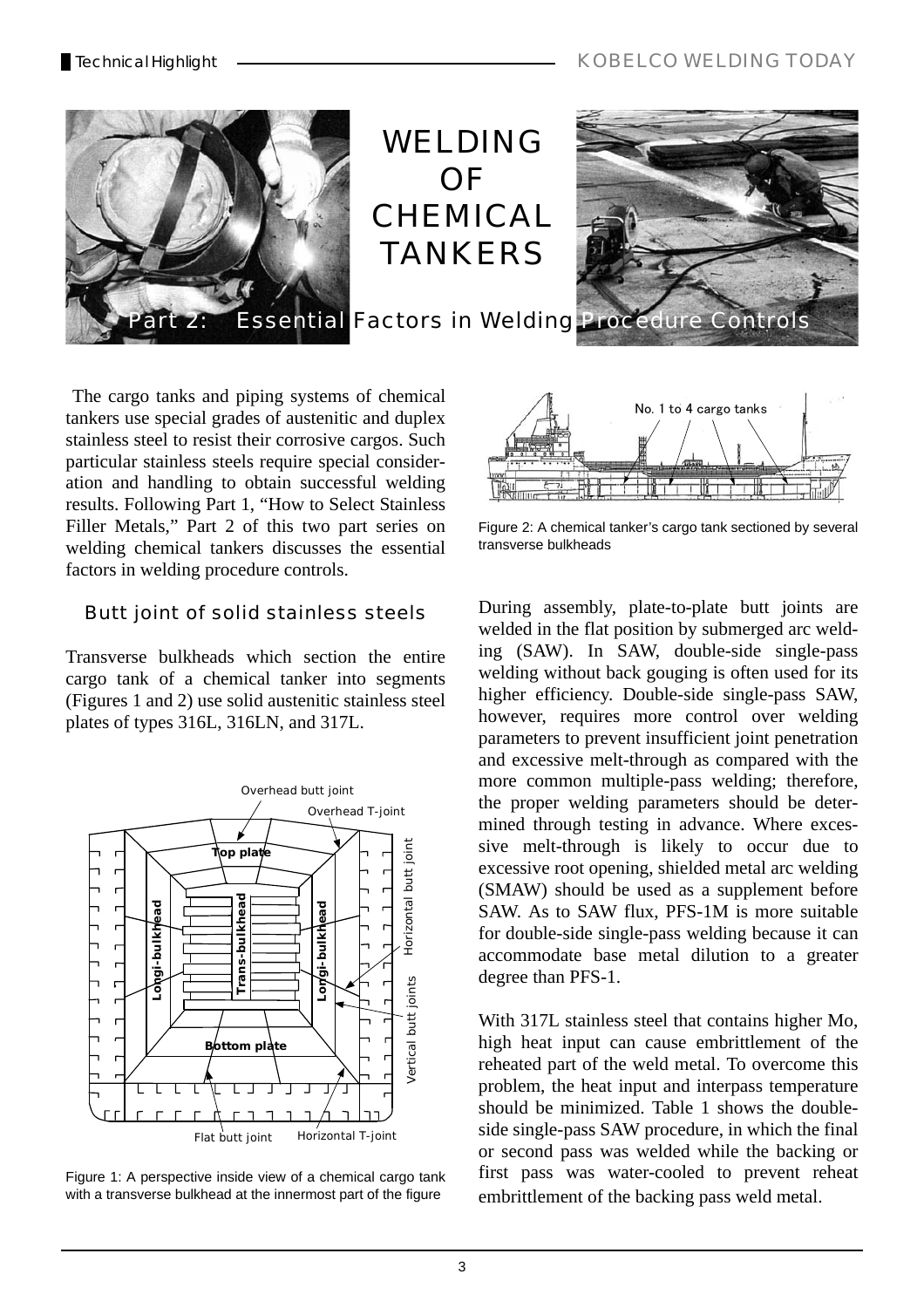# WELDING OF CHEMICAL TANKERS

## Part 2: Essential Factors in Welding Procedure Controls

The cargo tanks and piping systems of chemical tankers use special grades of austenitic and duplex stainless steel to resist their corrosive cargos. Such particular stainless steels require special consideration and handling to obtain successful welding results. Following Part 1, "How to Select Stainless Filler Metals," Part 2 of this two part series on welding chemical tankers discusses the essential factors in welding procedure controls.

### Butt joint of solid stainless steels

Transverse bulkheads which section the entire cargo tank of a chemical tanker into segments (Figures 1 and 2) use solid austenitic stainless steel plates of types 316L, 316LN, and 317L.

Figure 1: A perspective inside view of a chemical cargo tank with a transverse bulkhead at the innermost part of the figure

Figure 2: A chemical tanker's cargo tank sectioned by several transverse bulkheads

During assembly, plate-to-plate butt joints are welded in the flat position by submerged arc welding (SAW). In SAW, double-side single-pass welding without back gouging is often used for its higher efficiency. Double-side single-pass SAW, however, requires more control over welding parameters to prevent insufficient joint penetration and excessive melt-through as compared with the more common multiple-pass welding; therefore, the proper welding parameters should be determined through testing in advance. Where excessive melt-through is likely to occur due to excessive root opening, shielded metal arc welding (SMAW) should be used as a supplement before SAW. As to SAW flux, PFS-1M is more suitable for double-side single-pass welding because it can accommodate base metal dilution to a greater degree than PFS-1.

With 317L stainless steel that contains higher Mo, high heat input can cause embrittlement of the reheated part of the weld metal. To overcome this problem, the heat input and interpass temperature should be minimized. Table 1 shows the double-side single-pass SAW procedure, in which the final or second pass was welded while the backing or first pass was water-cooled to prevent reheat embrittlement of the backing pass weld metal.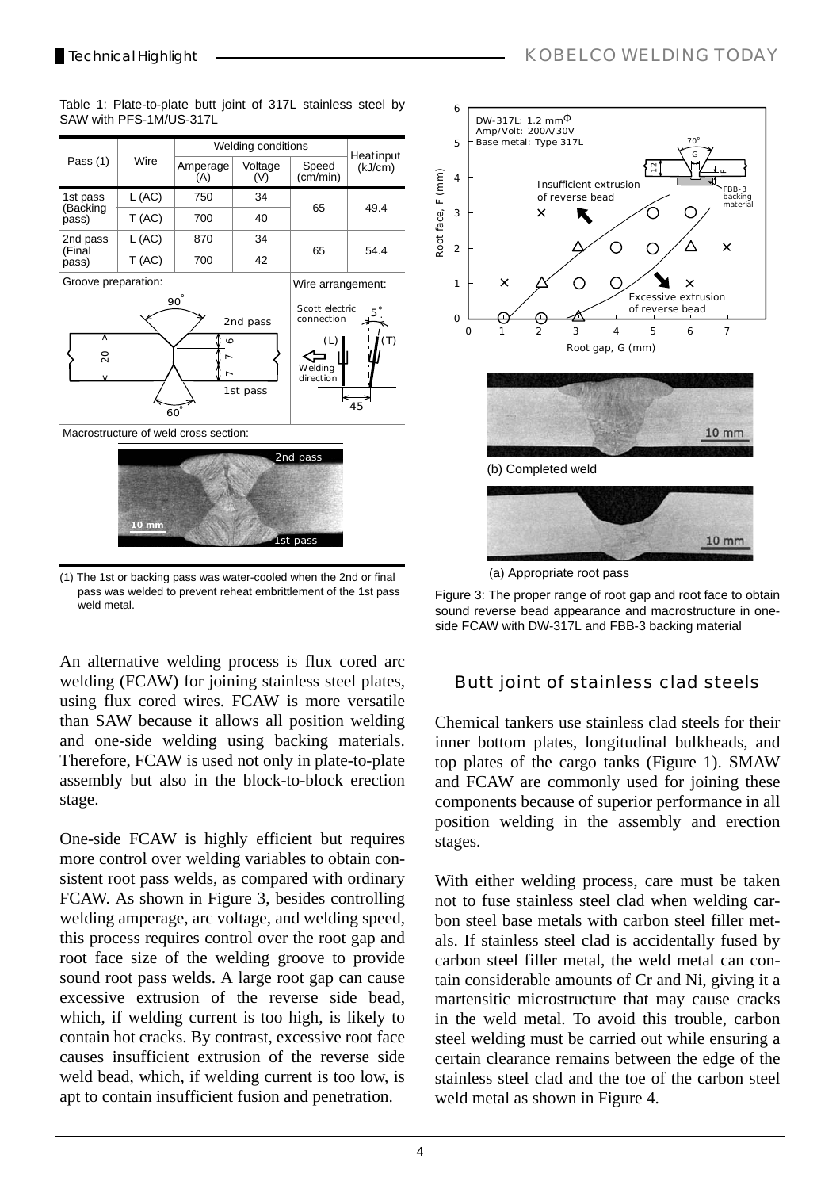Table 1: Plate-to-plate butt joint of 317L stainless steel by SAW with PFS-1M/US-317L

| Pass (1) | Wire | Welding conditions | | | Heat input (kJ/cm) |
|---|---|---|---|---|---|
| | | Amperage (A) | Voltage (V) | Speed (cm/min) | |
| 1st pass (Backing pass) | L (AC) | 750 | 34 | 65 | 49.4 |
| | T (AC) | 700 | 40 | | |
| 2nd pass (Final pass) | L (AC) | 870 | 34 | 65 | 54.4 |
| | T (AC) | 700 | 42 | | |

Groove preparation:

Wire arrangement:

Macrostructure of weld cross section:

(1) The 1st or backing pass was water-cooled when the 2nd or final pass was welded to prevent reheat embrittlement of the 1st pass weld metal.

An alternative welding process is flux cored arc welding (FCAW) for joining stainless steel plates, using flux cored wires. FCAW is more versatile than SAW because it allows all position welding and one-side welding using backing materials. Therefore, FCAW is used not only in plate-to-plate assembly but also in the block-to-block erection stage.

One-side FCAW is highly efficient but requires more control over welding variables to obtain consistent root pass welds, as compared with ordinary FCAW. As shown in Figure 3, besides controlling welding amperage, arc voltage, and welding speed, this process requires control over the root gap and root face size of the welding groove to provide sound root pass welds. A large root gap can cause excessive extrusion of the reverse side bead, which, if welding current is too high, is likely to contain hot cracks. By contrast, excessive root face causes insufficient extrusion of the reverse side weld bead, which, if welding current is too low, is apt to contain insufficient fusion and penetration.

(b) Completed weld

(a) Appropriate root pass

Figure 3: The proper range of root gap and root face to obtain sound reverse bead appearance and macrostructure in one-side FCAW with DW-317L and FBB-3 backing material

## Butt joint of stainless clad steels

Chemical tankers use stainless clad steels for their inner bottom plates, longitudinal bulkheads, and top plates of the cargo tanks (Figure 1). SMAW and FCAW are commonly used for joining these components because of superior performance in all position welding in the assembly and erection stages.

With either welding process, care must be taken not to fuse stainless steel clad when welding carbon steel base metals with carbon steel filler metals. If stainless steel clad is accidentally fused by carbon steel filler metal, the weld metal can contain considerable amounts of Cr and Ni, giving it a martensitic microstructure that may cause cracks in the weld metal. To avoid this trouble, carbon steel welding must be carried out while ensuring a certain clearance remains between the edge of the stainless steel clad and the toe of the carbon steel weld metal as shown in Figure 4.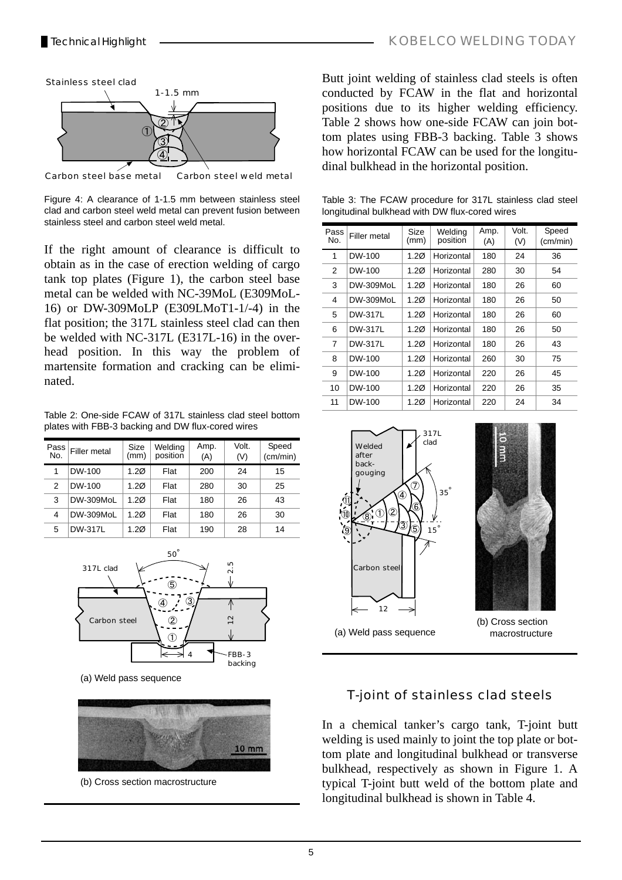Figure 4: A clearance of 1-1.5 mm between stainless steel clad and carbon steel weld metal can prevent fusion between stainless steel and carbon steel weld metal.

If the right amount of clearance is difficult to obtain as in the case of erection welding of cargo tank top plates (Figure 1), the carbon steel base metal can be welded with NC-39MoL (E309MoL-16) or DW-309MoLP (E309LMoT1-1/-4) in the flat position; the 317L stainless steel clad can then be welded with NC-317L (E317L-16) in the overhead position. In this way the problem of martensite formation and cracking can be eliminated.

Table 2: One-side FCAW of 317L stainless clad steel bottom plates with FBB-3 backing and DW flux-cored wires

| Pass No. | Filler metal | Size (mm) | Welding position | Amp. (A) | Volt. (V) | Speed (cm/min) |
|---|---|---|---|---|---|---|
| 1 | DW-100 | 1.2Ø | Flat | 200 | 24 | 15 |
| 2 | DW-100 | 1.2Ø | Flat | 280 | 30 | 25 |
| 3 | DW-309MoL | 1.2Ø | Flat | 180 | 26 | 43 |
| 4 | DW-309MoL | 1.2Ø | Flat | 180 | 26 | 30 |
| 5 | DW-317L | 1.2Ø | Flat | 190 | 28 | 14 |

(a) Weld pass sequence

(b) Cross section macrostructure

Butt joint welding of stainless clad steels is often conducted by FCAW in the flat and horizontal positions due to its higher welding efficiency. Table 2 shows how one-side FCAW can join bottom plates using FBB-3 backing. Table 3 shows how horizontal FCAW can be used for the longitudinal bulkhead in the horizontal position.

Table 3: The FCAW procedure for 317L stainless clad steel longitudinal bulkhead with DW flux-cored wires

| Pass No. | Filler metal | Size (mm) | Welding position | Amp. (A) | Volt. (V) | Speed (cm/min) |
|---|---|---|---|---|---|---|
| 1 | DW-100 | 1.2Ø | Horizontal | 180 | 24 | 36 |
| 2 | DW-100 | 1.2Ø | Horizontal | 280 | 30 | 54 |
| 3 | DW-309MoL | 1.2Ø | Horizontal | 180 | 26 | 60 |
| 4 | DW-309MoL | 1.2Ø | Horizontal | 180 | 26 | 50 |
| 5 | DW-317L | 1.2Ø | Horizontal | 180 | 26 | 60 |
| 6 | DW-317L | 1.2Ø | Horizontal | 180 | 26 | 50 |
| 7 | DW-317L | 1.2Ø | Horizontal | 180 | 26 | 43 |
| 8 | DW-100 | 1.2Ø | Horizontal | 260 | 30 | 75 |
| 9 | DW-100 | 1.2Ø | Horizontal | 220 | 26 | 45 |
| 10 | DW-100 | 1.2Ø | Horizontal | 220 | 26 | 35 |
| 11 | DW-100 | 1.2Ø | Horizontal | 220 | 24 | 34 |

(a) Weld pass sequence

(b) Cross section macrostructure

## T-joint of stainless clad steels

In a chemical tanker's cargo tank, T-joint butt welding is used mainly to joint the top plate or bottom plate and longitudinal bulkhead or transverse bulkhead, respectively as shown in Figure 1. A typical T-joint butt weld of the bottom plate and longitudinal bulkhead is shown in Table 4.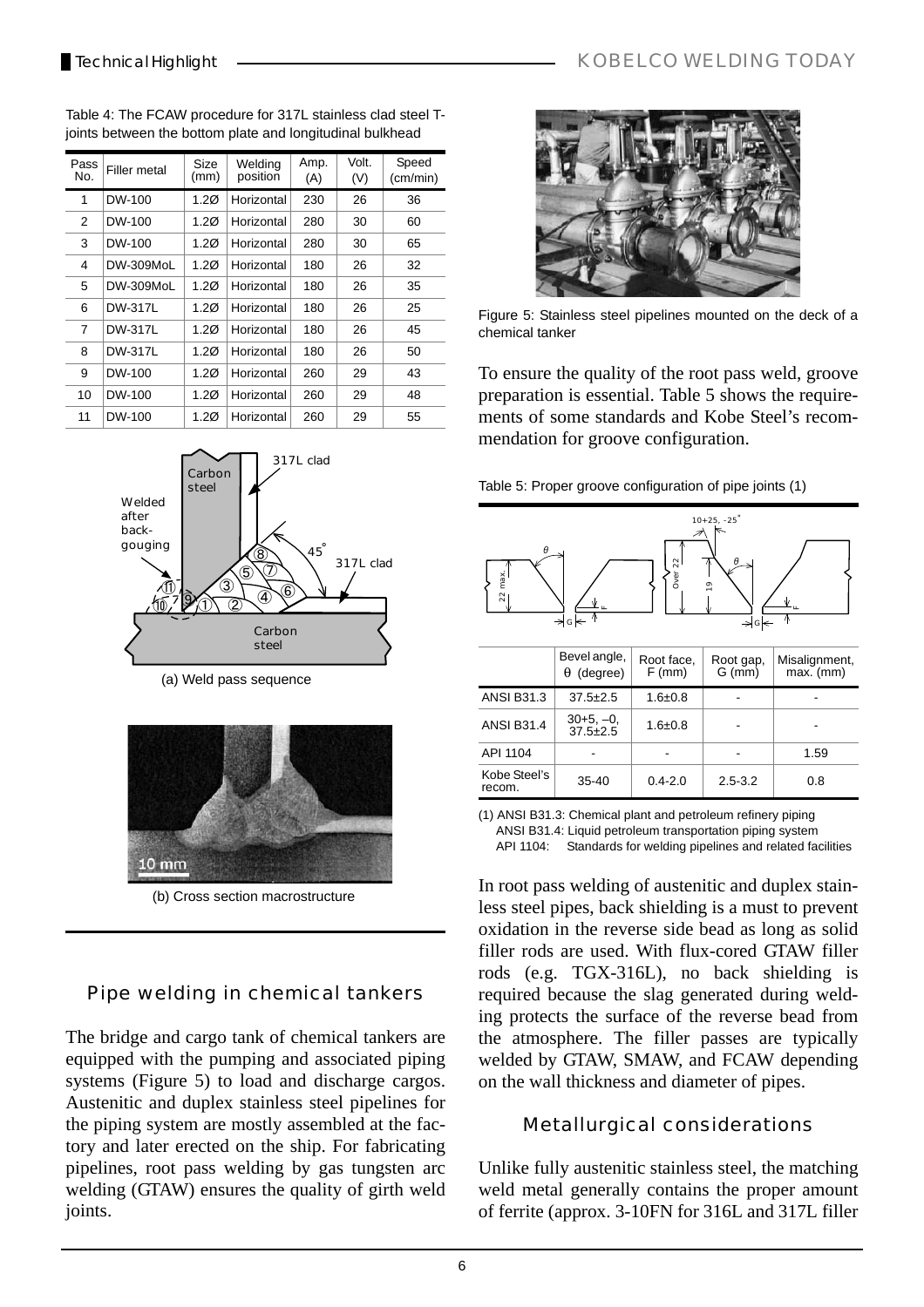Table 4: The FCAW procedure for 317L stainless clad steel T-joints between the bottom plate and longitudinal bulkhead

| Pass No. | Filler metal | Size (mm) | Welding position | Amp. (A) | Volt. (V) | Speed (cm/min) |
|---|---|---|---|---|---|---|
| 1 | DW-100 | 1.2Ø | Horizontal | 230 | 26 | 36 |
| 2 | DW-100 | 1.2Ø | Horizontal | 280 | 30 | 60 |
| 3 | DW-100 | 1.2Ø | Horizontal | 280 | 30 | 65 |
| 4 | DW-309MoL | 1.2Ø | Horizontal | 180 | 26 | 32 |
| 5 | DW-309MoL | 1.2Ø | Horizontal | 180 | 26 | 35 |
| 6 | DW-317L | 1.2Ø | Horizontal | 180 | 26 | 25 |
| 7 | DW-317L | 1.2Ø | Horizontal | 180 | 26 | 45 |
| 8 | DW-317L | 1.2Ø | Horizontal | 180 | 26 | 50 |
| 9 | DW-100 | 1.2Ø | Horizontal | 260 | 29 | 43 |
| 10 | DW-100 | 1.2Ø | Horizontal | 260 | 29 | 48 |
| 11 | DW-100 | 1.2Ø | Horizontal | 260 | 29 | 55 |

(a) Weld pass sequence

(b) Cross section macrostructure

## Pipe welding in chemical tankers

The bridge and cargo tank of chemical tankers are equipped with the pumping and associated piping systems (Figure 5) to load and discharge cargos. Austenitic and duplex stainless steel pipelines for the piping system are mostly assembled at the factory and later erected on the ship. For fabricating pipelines, root pass welding by gas tungsten arc welding (GTAW) ensures the quality of girth weld joints.

Figure 5: Stainless steel pipelines mounted on the deck of a chemical tanker

To ensure the quality of the root pass weld, groove preparation is essential. Table 5 shows the requirements of some standards and Kobe Steel's recommendation for groove configuration.

Table 5: Proper groove configuration of pipe joints (1)

| | Bevel angle, θ (degree) | Root face, F (mm) | Root gap, G (mm) | Misalignment, max. (mm) |
|---|---|---|---|---|
| ANSI B31.3 | 37.5±2.5 | 1.6±0.8 | - | - |
| ANSI B31.4 | 30+5, −0, 37.5±2.5 | 1.6±0.8 | - | - |
| API 1104 | - | - | - | 1.59 |
| Kobe Steel's recom. | 35-40 | 0.4-2.0 | 2.5-3.2 | 0.8 |

(1) ANSI B31.3: Chemical plant and petroleum refinery piping
ANSI B31.4: Liquid petroleum transportation piping system
API 1104: Standards for welding pipelines and related facilities

In root pass welding of austenitic and duplex stainless steel pipes, back shielding is a must to prevent oxidation in the reverse side bead as long as solid filler rods are used. With flux-cored GTAW filler rods (e.g. TGX-316L), no back shielding is required because the slag generated during welding protects the surface of the reverse bead from the atmosphere. The filler passes are typically welded by GTAW, SMAW, and FCAW depending on the wall thickness and diameter of pipes.

### Metallurgical considerations

Unlike fully austenitic stainless steel, the matching weld metal generally contains the proper amount of ferrite (approx. 3-10FN for 316L and 317L filler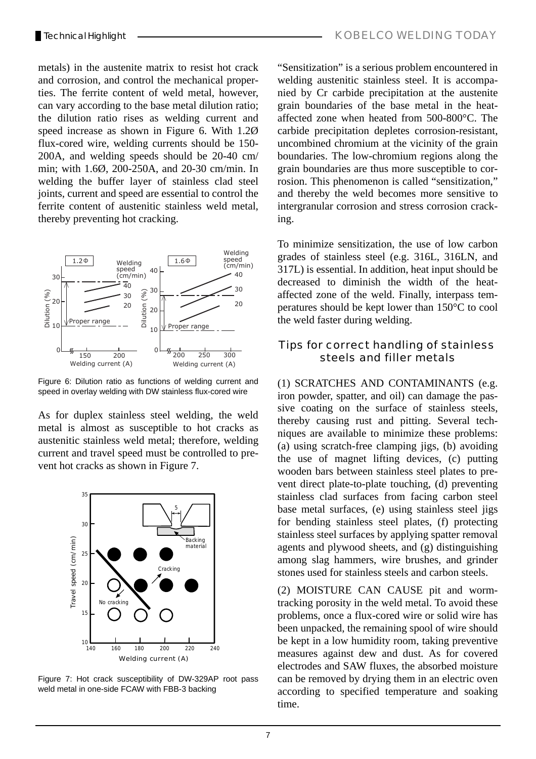metals) in the austenite matrix to resist hot crack and corrosion, and control the mechanical properties. The ferrite content of weld metal, however, can vary according to the base metal dilution ratio; the dilution ratio rises as welding current and speed increase as shown in Figure 6. With 1.2Ø flux-cored wire, welding currents should be 150-200A, and welding speeds should be 20-40 cm/min; with 1.6Ø, 200-250A, and 20-30 cm/min. In welding the buffer layer of stainless clad steel joints, current and speed are essential to control the ferrite content of austenitic stainless weld metal, thereby preventing hot cracking.

Figure 6: Dilution ratio as functions of welding current and speed in overlay welding with DW stainless flux-cored wire

As for duplex stainless steel welding, the weld metal is almost as susceptible to hot cracks as austenitic stainless weld metal; therefore, welding current and travel speed must be controlled to prevent hot cracks as shown in Figure 7.

Figure 7: Hot crack susceptibility of DW-329AP root pass weld metal in one-side FCAW with FBB-3 backing

"Sensitization" is a serious problem encountered in welding austenitic stainless steel. It is accompanied by Cr carbide precipitation at the austenite grain boundaries of the base metal in the heat-affected zone when heated from 500-800°C. The carbide precipitation depletes corrosion-resistant, uncombined chromium at the vicinity of the grain boundaries. The low-chromium regions along the grain boundaries are thus more susceptible to corrosion. This phenomenon is called "sensitization," and thereby the weld becomes more sensitive to intergranular corrosion and stress corrosion cracking.

To minimize sensitization, the use of low carbon grades of stainless steel (e.g. 316L, 316LN, and 317L) is essential. In addition, heat input should be decreased to diminish the width of the heat-affected zone of the weld. Finally, interpass temperatures should be kept lower than 150°C to cool the weld faster during welding.

## Tips for correct handling of stainless steels and filler metals

(1) SCRATCHES AND CONTAMINANTS (e.g. iron powder, spatter, and oil) can damage the passive coating on the surface of stainless steels, thereby causing rust and pitting. Several techniques are available to minimize these problems: (a) using scratch-free clamping jigs, (b) avoiding the use of magnet lifting devices, (c) putting wooden bars between stainless steel plates to prevent direct plate-to-plate touching, (d) preventing stainless clad surfaces from facing carbon steel base metal surfaces, (e) using stainless steel jigs for bending stainless steel plates, (f) protecting stainless steel surfaces by applying spatter removal agents and plywood sheets, and (g) distinguishing among slag hammers, wire brushes, and grinder stones used for stainless steels and carbon steels.

(2) MOISTURE CAN CAUSE pit and worm-tracking porosity in the weld metal. To avoid these problems, once a flux-cored wire or solid wire has been unpacked, the remaining spool of wire should be kept in a low humidity room, taking preventive measures against dew and dust. As for covered electrodes and SAW fluxes, the absorbed moisture can be removed by drying them in an electric oven according to specified temperature and soaking time.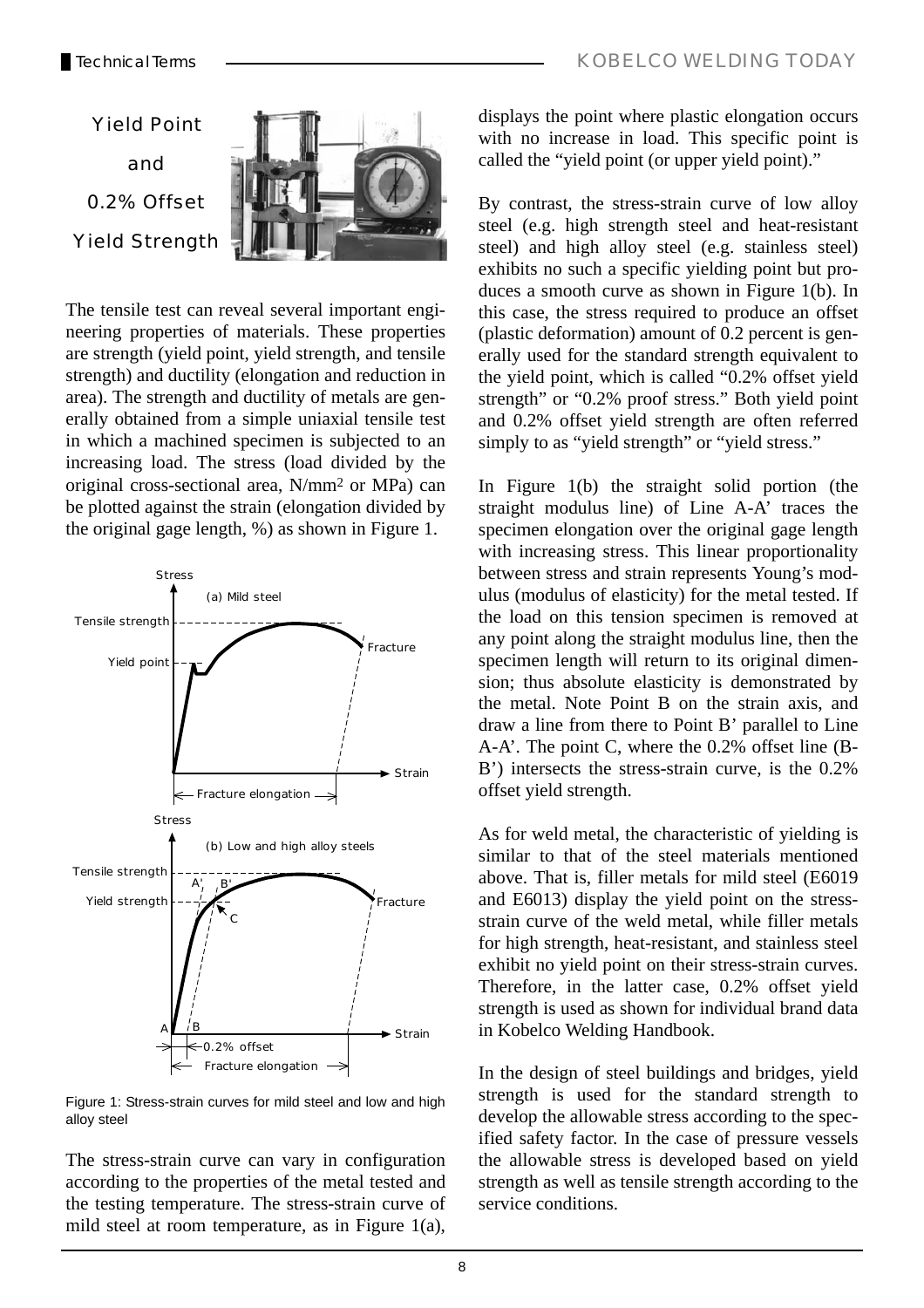# Yield Point and 0.2% Offset Yield Strength

The tensile test can reveal several important engineering properties of materials. These properties are strength (yield point, yield strength, and tensile strength) and ductility (elongation and reduction in area). The strength and ductility of metals are generally obtained from a simple uniaxial tensile test in which a machined specimen is subjected to an increasing load. The stress (load divided by the original cross-sectional area, $N/mm^2$ or MPa) can be plotted against the strain (elongation divided by the original gage length, %) as shown in Figure 1.

Figure 1: Stress-strain curves for mild steel and low and high alloy steel

The stress-strain curve can vary in configuration according to the properties of the metal tested and the testing temperature. The stress-strain curve of mild steel at room temperature, as in Figure 1(a), displays the point where plastic elongation occurs with no increase in load. This specific point is called the "yield point (or upper yield point)."

By contrast, the stress-strain curve of low alloy steel (e.g. high strength steel and heat-resistant steel) and high alloy steel (e.g. stainless steel) exhibits no such a specific yielding point but produces a smooth curve as shown in Figure 1(b). In this case, the stress required to produce an offset (plastic deformation) amount of 0.2 percent is generally used for the standard strength equivalent to the yield point, which is called "0.2% offset yield strength" or "0.2% proof stress." Both yield point and 0.2% offset yield strength are often referred simply to as "yield strength" or "yield stress."

In Figure 1(b) the straight solid portion (the straight modulus line) of Line A-A' traces the specimen elongation over the original gage length with increasing stress. This linear proportionality between stress and strain represents Young's modulus (modulus of elasticity) for the metal tested. If the load on this tension specimen is removed at any point along the straight modulus line, then the specimen length will return to its original dimension; thus absolute elasticity is demonstrated by the metal. Note Point B on the strain axis, and draw a line from there to Point B' parallel to Line A-A'. The point C, where the 0.2% offset line (B-B') intersects the stress-strain curve, is the 0.2% offset yield strength.

As for weld metal, the characteristic of yielding is similar to that of the steel materials mentioned above. That is, filler metals for mild steel (E6019 and E6013) display the yield point on the stress-strain curve of the weld metal, while filler metals for high strength, heat-resistant, and stainless steel exhibit no yield point on their stress-strain curves. Therefore, in the latter case, 0.2% offset yield strength is used as shown for individual brand data in Kobelco Welding Handbook.

In the design of steel buildings and bridges, yield strength is used for the standard strength to develop the allowable stress according to the specified safety factor. In the case of pressure vessels the allowable stress is developed based on yield strength as well as tensile strength according to the service conditions.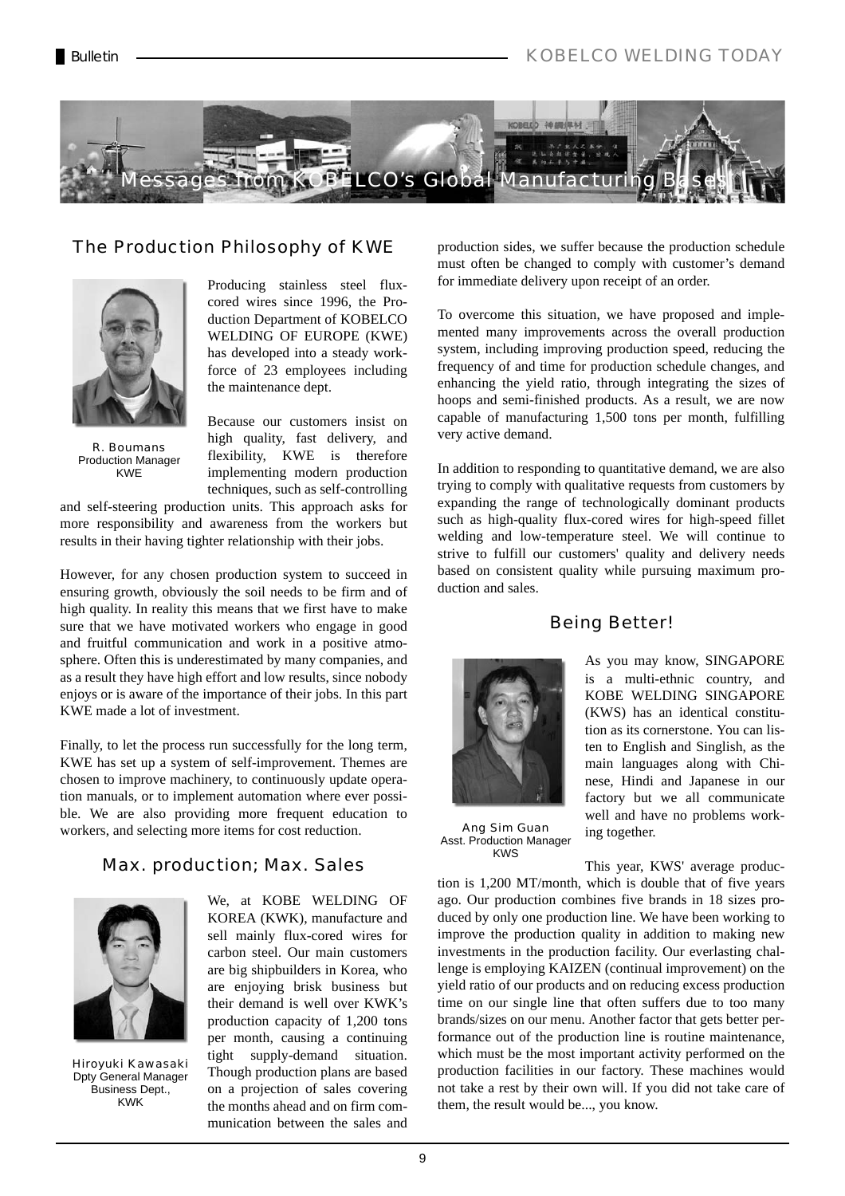# Messages from KOBELCO's Global Manufacturing Bases

## The Production Philosophy of KWE

R. Boumans
Production Manager
KWE

Producing stainless steel flux-cored wires since 1996, the Production Department of KOBELCO WELDING OF EUROPE (KWE) has developed into a steady workforce of 23 employees including the maintenance dept.

Because our customers insist on high quality, fast delivery, and flexibility, KWE is therefore implementing modern production techniques, such as self-controlling and self-steering production units. This approach asks for more responsibility and awareness from the workers but results in their having tighter relationship with their jobs.

However, for any chosen production system to succeed in ensuring growth, obviously the soil needs to be firm and of high quality. In reality this means that we first have to make sure that we have motivated workers who engage in good and fruitful communication and work in a positive atmosphere. Often this is underestimated by many companies, and as a result they have high effort and low results, since nobody enjoys or is aware of the importance of their jobs. In this part KWE made a lot of investment.

Finally, to let the process run successfully for the long term, KWE has set up a system of self-improvement. Themes are chosen to improve machinery, to continuously update operation manuals, or to implement automation where ever possible. We are also providing more frequent education to workers, and selecting more items for cost reduction.

## Max. production; Max. Sales

Hiroyuki Kawasaki
Dpty General Manager
Business Dept.,
KWK

We, at KOBE WELDING OF KOREA (KWK), manufacture and sell mainly flux-cored wires for carbon steel. Our main customers are big shipbuilders in Korea, who are enjoying brisk business but their demand is well over KWK's production capacity of 1,200 tons per month, causing a continuing tight supply-demand situation. Though production plans are based on a projection of sales covering the months ahead and on firm communication between the sales and production sides, we suffer because the production schedule must often be changed to comply with customer's demand for immediate delivery upon receipt of an order.

To overcome this situation, we have proposed and implemented many improvements across the overall production system, including improving production speed, reducing the frequency of and time for production schedule changes, and enhancing the yield ratio, through integrating the sizes of hoops and semi-finished products. As a result, we are now capable of manufacturing 1,500 tons per month, fulfilling very active demand.

In addition to responding to quantitative demand, we are also trying to comply with qualitative requests from customers by expanding the range of technologically dominant products such as high-quality flux-cored wires for high-speed fillet welding and low-temperature steel. We will continue to strive to fulfill our customers' quality and delivery needs based on consistent quality while pursuing maximum production and sales.

## Being Better!

Ang Sim Guan
Asst. Production Manager
KWS

As you may know, SINGAPORE is a multi-ethnic country, and KOBE WELDING SINGAPORE (KWS) has an identical constitution as its cornerstone. You can listen to English and Singlish, as the main languages along with Chinese, Hindi and Japanese in our factory but we all communicate well and have no problems working together.

This year, KWS' average production is 1,200 MT/month, which is double that of five years ago. Our production combines five brands in 18 sizes produced by only one production line. We have been working to improve the production quality in addition to making new investments in the production facility. Our everlasting challenge is employing KAIZEN (continual improvement) on the yield ratio of our products and on reducing excess production time on our single line that often suffers due to too many brands/sizes on our menu. Another factor that gets better performance out of the production line is routine maintenance, which must be the most important activity performed on the production facilities in our factory. These machines would not take a rest by their own will. If you did not take care of them, the result would be..., you know.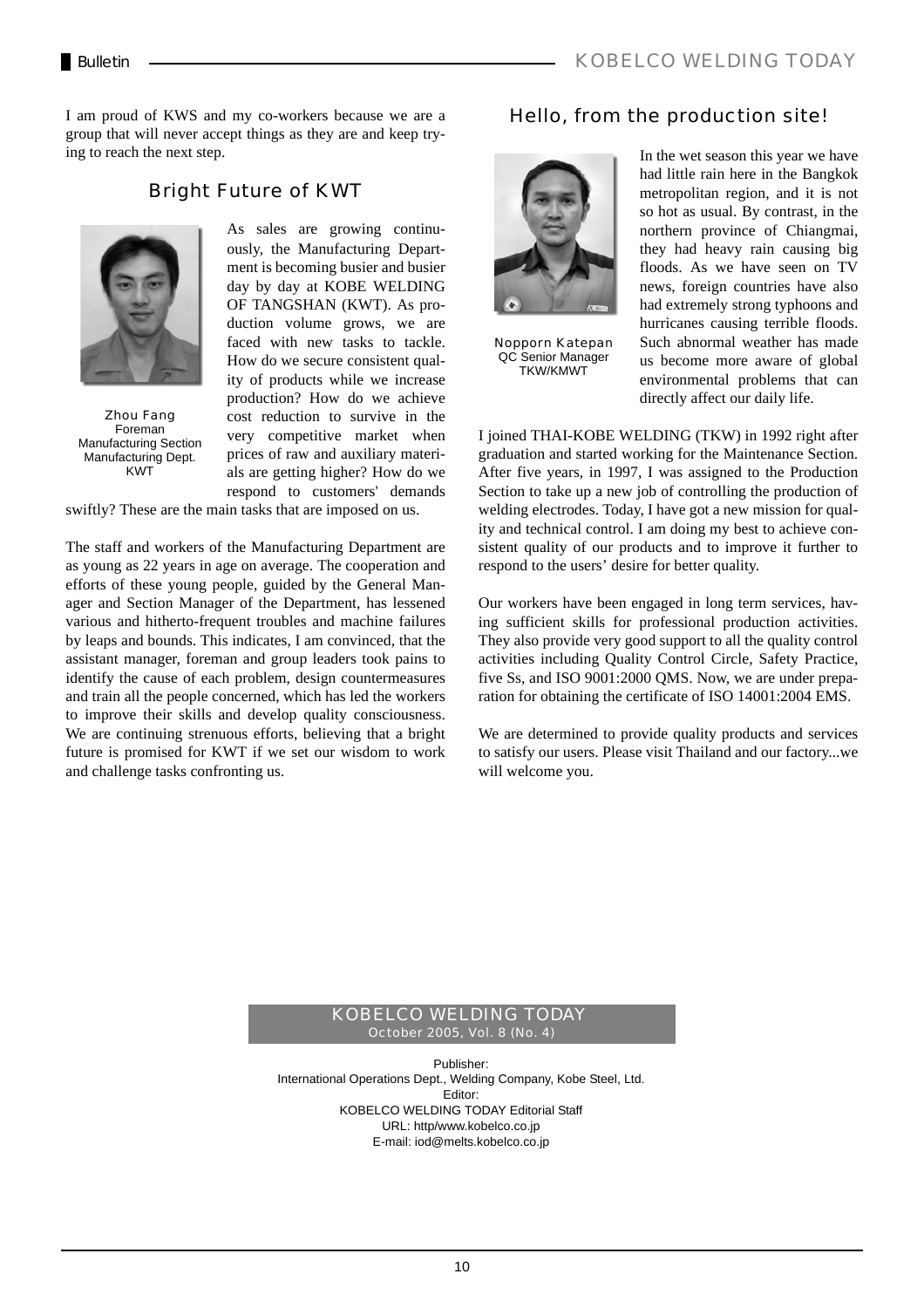I am proud of KWS and my co-workers because we are a group that will never accept things as they are and keep trying to reach the next step.

## Bright Future of KWT

Zhou Fang
Foreman
Manufacturing Section
Manufacturing Dept.
KWT

As sales are growing continuously, the Manufacturing Department is becoming busier and busier day by day at KOBE WELDING OF TANGSHAN (KWT). As production volume grows, we are faced with new tasks to tackle. How do we secure consistent quality of products while we increase production? How do we achieve cost reduction to survive in the very competitive market when prices of raw and auxiliary materials are getting higher? How do we respond to customers' demands swiftly? These are the main tasks that are imposed on us.

The staff and workers of the Manufacturing Department are as young as 22 years in age on average. The cooperation and efforts of these young people, guided by the General Manager and Section Manager of the Department, has lessened various and hitherto-frequent troubles and machine failures by leaps and bounds. This indicates, I am convinced, that the assistant manager, foreman and group leaders took pains to identify the cause of each problem, design countermeasures and train all the people concerned, which has led the workers to improve their skills and develop quality consciousness. We are continuing strenuous efforts, believing that a bright future is promised for KWT if we set our wisdom to work and challenge tasks confronting us.

## Hello, from the production site!

Nopporn Katepan
QC Senior Manager
TKW/KMWT

In the wet season this year we have had little rain here in the Bangkok metropolitan region, and it is not so hot as usual. By contrast, in the northern province of Chiangmai, they had heavy rain causing big floods. As we have seen on TV news, foreign countries have also had extremely strong typhoons and hurricanes causing terrible floods. Such abnormal weather has made us become more aware of global environmental problems that can directly affect our daily life.

I joined THAI-KOBE WELDING (TKW) in 1992 right after graduation and started working for the Maintenance Section. After five years, in 1997, I was assigned to the Production Section to take up a new job of controlling the production of welding electrodes. Today, I have got a new mission for quality and technical control. I am doing my best to achieve consistent quality of our products and to improve it further to respond to the users' desire for better quality.

Our workers have been engaged in long term services, having sufficient skills for professional production activities. They also provide very good support to all the quality control activities including Quality Control Circle, Safety Practice, five Ss, and ISO 9001:2000 QMS. Now, we are under preparation for obtaining the certificate of ISO 14001:2004 EMS.

We are determined to provide quality products and services to satisfy our users. Please visit Thailand and our factory...we will welcome you.

KOBELCO WELDING TODAY
October 2005, Vol. 8 (No. 4)

Publisher:
International Operations Dept., Welding Company, Kobe Steel, Ltd.
Editor:
KOBELCO WELDING TODAY Editorial Staff
URL: http/www.kobelco.co.jp
E-mail: iod@melts.kobelco.co.jp